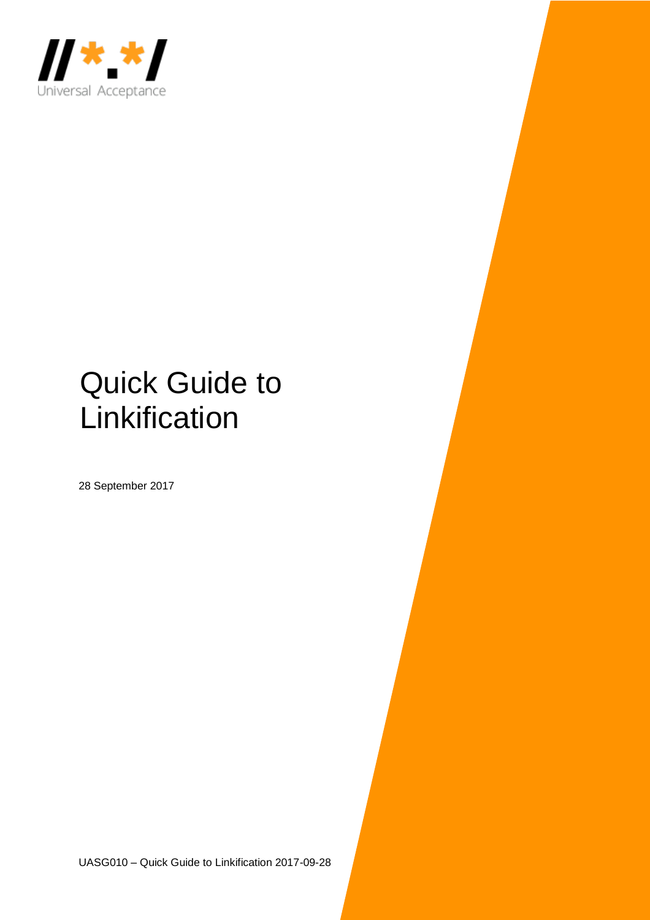//*.*/
Universal Acceptance

# Quick Guide to Linkification

28 September 2017

UASG010 – Quick Guide to Linkification 2017-09-28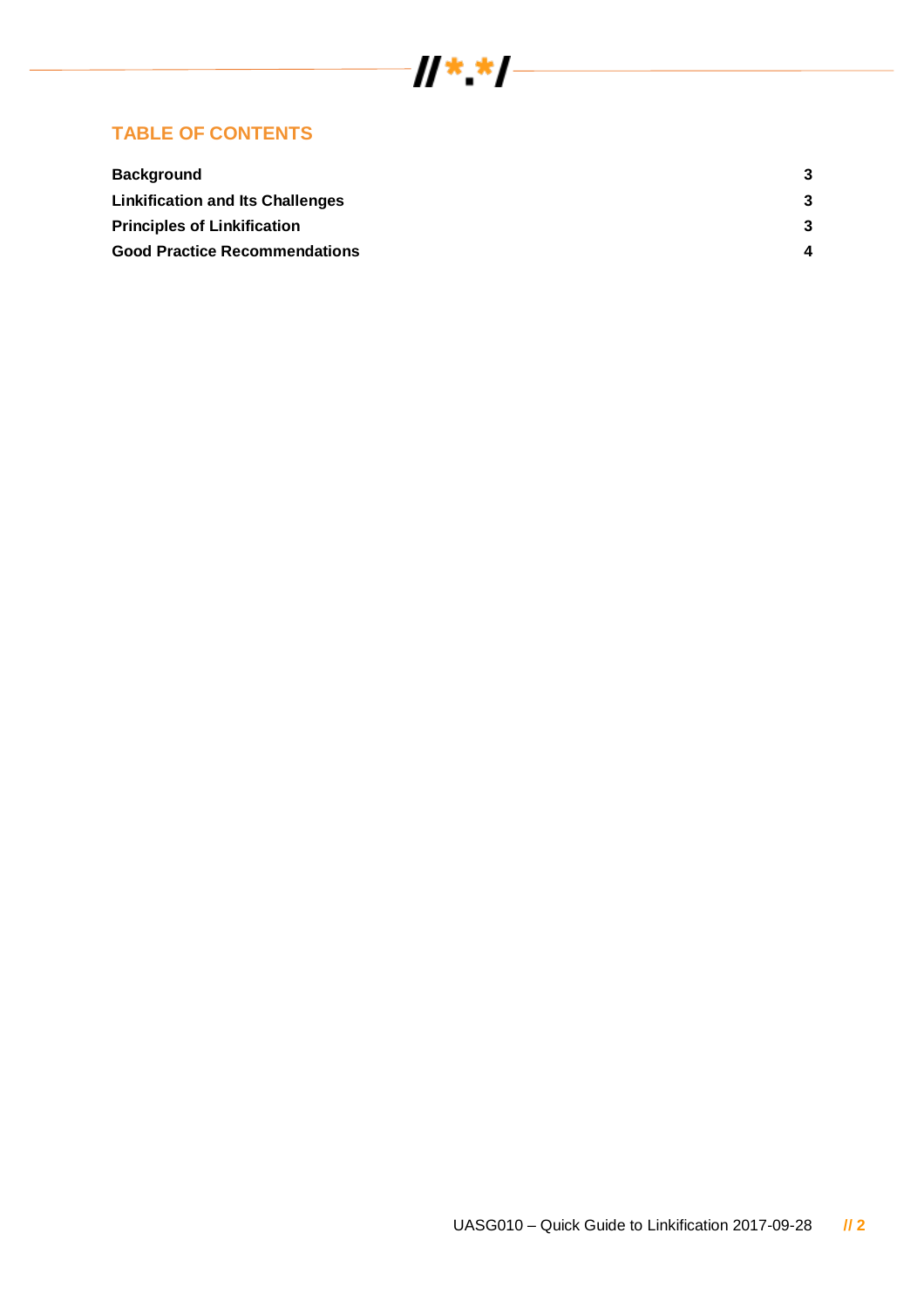## TABLE OF CONTENTS

| | |
|---|---|
| **Background** | **3** |
| **Linkification and Its Challenges** | **3** |
| **Principles of Linkification** | **3** |
| **Good Practice Recommendations** | **4** |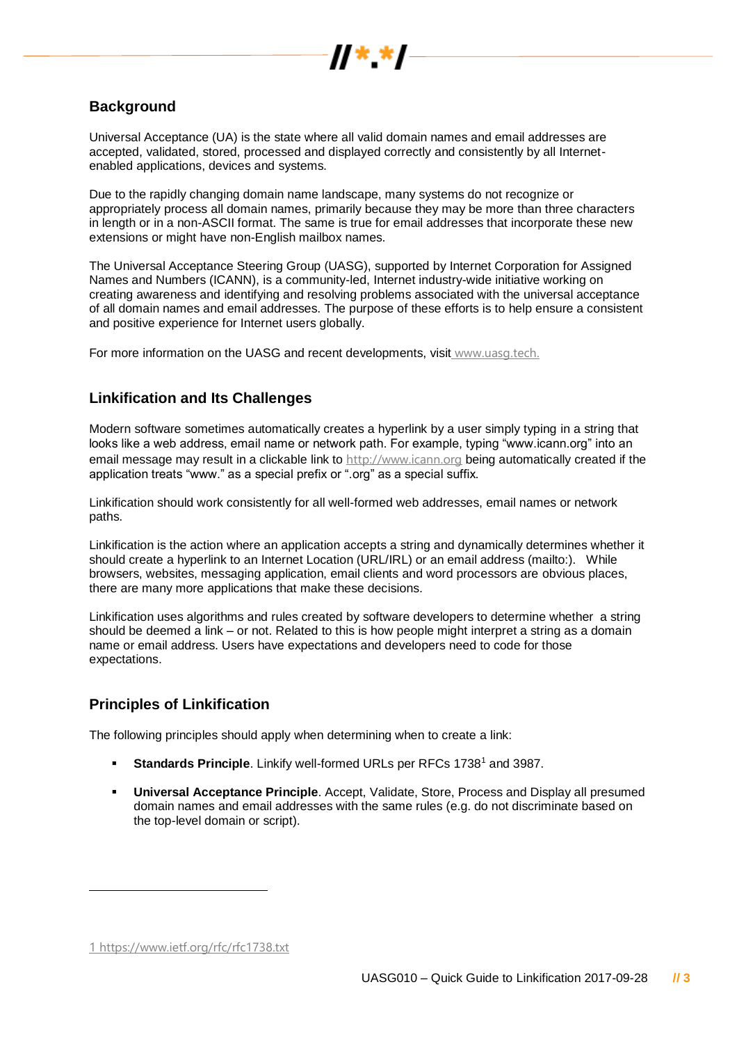## Background

Universal Acceptance (UA) is the state where all valid domain names and email addresses are accepted, validated, stored, processed and displayed correctly and consistently by all Internet-enabled applications, devices and systems.

Due to the rapidly changing domain name landscape, many systems do not recognize or appropriately process all domain names, primarily because they may be more than three characters in length or in a non-ASCII format. The same is true for email addresses that incorporate these new extensions or might have non-English mailbox names.

The Universal Acceptance Steering Group (UASG), supported by Internet Corporation for Assigned Names and Numbers (ICANN), is a community-led, Internet industry-wide initiative working on creating awareness and identifying and resolving problems associated with the universal acceptance of all domain names and email addresses. The purpose of these efforts is to help ensure a consistent and positive experience for Internet users globally.

For more information on the UASG and recent developments, visit www.uasg.tech.

## Linkification and Its Challenges

Modern software sometimes automatically creates a hyperlink by a user simply typing in a string that looks like a web address, email name or network path. For example, typing "www.icann.org" into an email message may result in a clickable link to http://www.icann.org being automatically created if the application treats "www." as a special prefix or ".org" as a special suffix.

Linkification should work consistently for all well-formed web addresses, email names or network paths.

Linkification is the action where an application accepts a string and dynamically determines whether it should create a hyperlink to an Internet Location (URL/IRL) or an email address (mailto:). While browsers, websites, messaging application, email clients and word processors are obvious places, there are many more applications that make these decisions.

Linkification uses algorithms and rules created by software developers to determine whether a string should be deemed a link – or not. Related to this is how people might interpret a string as a domain name or email address. Users have expectations and developers need to code for those expectations.

## Principles of Linkification

The following principles should apply when determining when to create a link:

- **Standards Principle**. Linkify well-formed URLs per RFCs 1738[1] and 3987.
- **Universal Acceptance Principle**. Accept, Validate, Store, Process and Display all presumed domain names and email addresses with the same rules (e.g. do not discriminate based on the top-level domain or script).

---

1 https://www.ietf.org/rfc/rfc1738.txt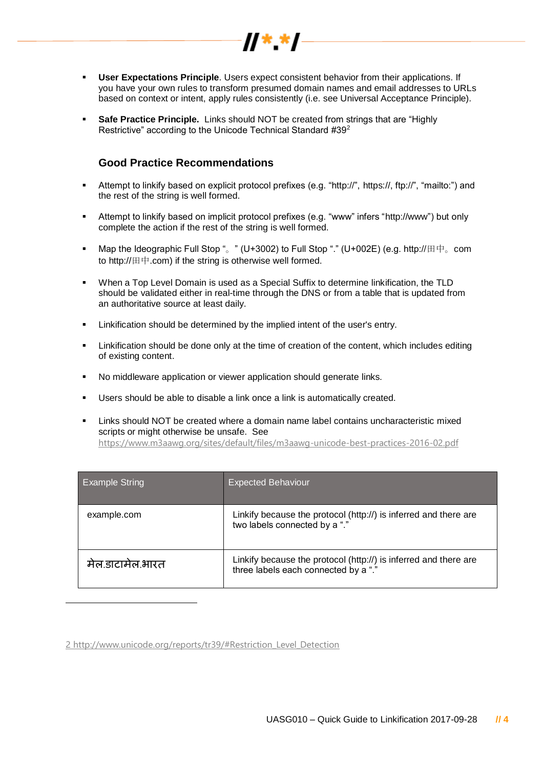- **User Expectations Principle**. Users expect consistent behavior from their applications. If you have your own rules to transform presumed domain names and email addresses to URLs based on context or intent, apply rules consistently (i.e. see Universal Acceptance Principle).

- **Safe Practice Principle.** Links should NOT be created from strings that are “Highly Restrictive” according to the Unicode Technical Standard #39[2]

### Good Practice Recommendations

- Attempt to linkify based on explicit protocol prefixes (e.g. “http://”, https://, ftp://”, “mailto:”) and the rest of the string is well formed.

- Attempt to linkify based on implicit protocol prefixes (e.g. “www” infers “http://www”) but only complete the action if the rest of the string is well formed.

- Map the Ideographic Full Stop “。” (U+3002) to Full Stop “.” (U+002E) (e.g. http://田中。com to http://田中.com) if the string is otherwise well formed.

- When a Top Level Domain is used as a Special Suffix to determine linkification, the TLD should be validated either in real-time through the DNS or from a table that is updated from an authoritative source at least daily.

- Linkification should be determined by the implied intent of the user's entry.

- Linkification should be done only at the time of creation of the content, which includes editing of existing content.

- No middleware application or viewer application should generate links.

- Users should be able to disable a link once a link is automatically created.

- Links should NOT be created where a domain name label contains uncharacteristic mixed scripts or might otherwise be unsafe. See https://www.m3aawg.org/sites/default/files/m3aawg-unicode-best-practices-2016-02.pdf

| Example String | Expected Behaviour |
|---|---|
| example.com | Linkify because the protocol (http://) is inferred and there are two labels connected by a “.” |
| मेल.डाटामेल.भारत | Linkify because the protocol (http://) is inferred and there are three labels each connected by a “.” |

2 http://www.unicode.org/reports/tr39/#Restriction_Level_Detection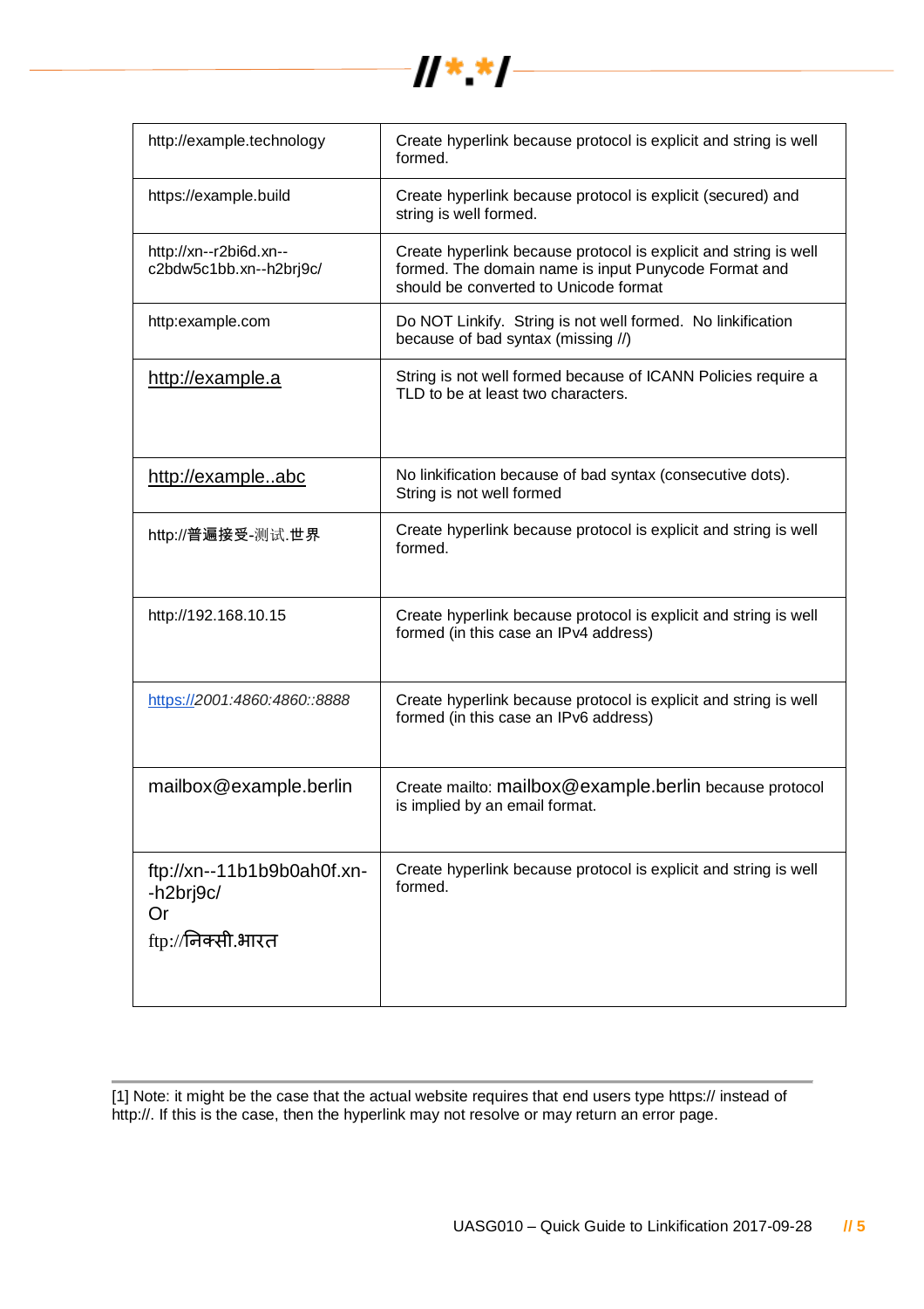| | |
|---|---|
| http://example.technology | Create hyperlink because protocol is explicit and string is well formed. |
| https://example.build | Create hyperlink because protocol is explicit (secured) and string is well formed. |
| http://xn--r2bi6d.xn--c2bdw5c1bb.xn--h2brj9c/ | Create hyperlink because protocol is explicit and string is well formed. The domain name is input Punycode Format and should be converted to Unicode format |
| http:example.com | Do NOT Linkify. String is not well formed. No linkification because of bad syntax (missing //) |
| http://example.a | String is not well formed because of ICANN Policies require a TLD to be at least two characters. |
| http://example..abc | No linkification because of bad syntax (consecutive dots). String is not well formed |
| http://普遍接受-测试.世界 | Create hyperlink because protocol is explicit and string is well formed. |
| http://192.168.10.15 | Create hyperlink because protocol is explicit and string is well formed (in this case an IPv4 address) |
| https://2001:4860:4860::8888 | Create hyperlink because protocol is explicit and string is well formed (in this case an IPv6 address) |
| mailbox@example.berlin | Create mailto: mailbox@example.berlin because protocol is implied by an email format. |
| ftp://xn--11b1b9b0ah0f.xn--h2brj9c/ Or ftp://निक्सी.भारत | Create hyperlink because protocol is explicit and string is well formed. |

[1] Note: it might be the case that the actual website requires that end users type https:// instead of http://. If this is the case, then the hyperlink may not resolve or may return an error page.